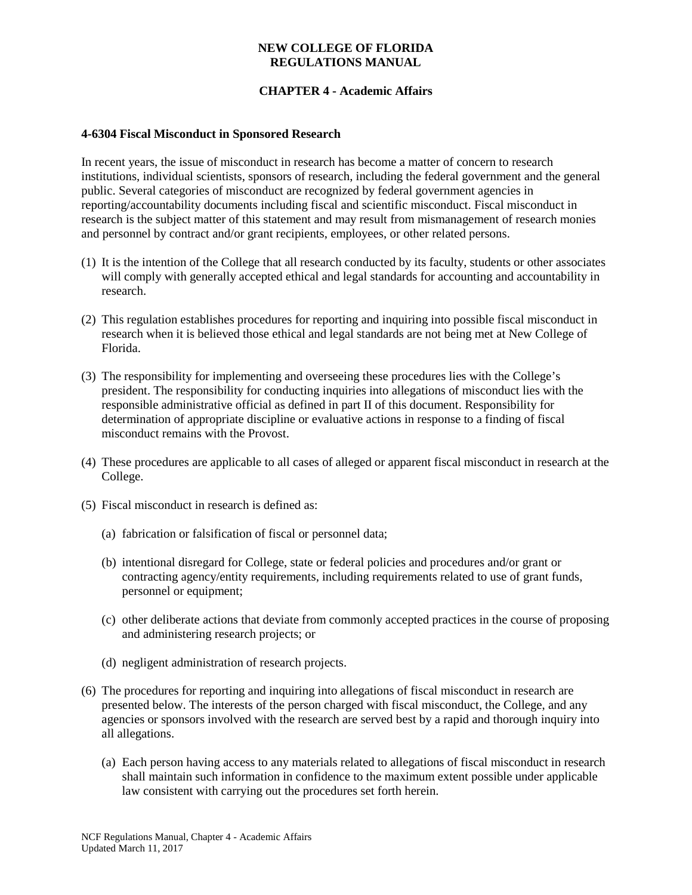# NEW COLLEGE OF FLORIDA
# REGULATIONS MANUAL

## CHAPTER 4 - Academic Affairs

### 4-6304 Fiscal Misconduct in Sponsored Research

In recent years, the issue of misconduct in research has become a matter of concern to research institutions, individual scientists, sponsors of research, including the federal government and the general public. Several categories of misconduct are recognized by federal government agencies in reporting/accountability documents including fiscal and scientific misconduct. Fiscal misconduct in research is the subject matter of this statement and may result from mismanagement of research monies and personnel by contract and/or grant recipients, employees, or other related persons.

(1) It is the intention of the College that all research conducted by its faculty, students or other associates will comply with generally accepted ethical and legal standards for accounting and accountability in research.

(2) This regulation establishes procedures for reporting and inquiring into possible fiscal misconduct in research when it is believed those ethical and legal standards are not being met at New College of Florida.

(3) The responsibility for implementing and overseeing these procedures lies with the College's president. The responsibility for conducting inquiries into allegations of misconduct lies with the responsible administrative official as defined in part II of this document. Responsibility for determination of appropriate discipline or evaluative actions in response to a finding of fiscal misconduct remains with the Provost.

(4) These procedures are applicable to all cases of alleged or apparent fiscal misconduct in research at the College.

(5) Fiscal misconduct in research is defined as:

  (a) fabrication or falsification of fiscal or personnel data;

  (b) intentional disregard for College, state or federal policies and procedures and/or grant or contracting agency/entity requirements, including requirements related to use of grant funds, personnel or equipment;

  (c) other deliberate actions that deviate from commonly accepted practices in the course of proposing and administering research projects; or

  (d) negligent administration of research projects.

(6) The procedures for reporting and inquiring into allegations of fiscal misconduct in research are presented below. The interests of the person charged with fiscal misconduct, the College, and any agencies or sponsors involved with the research are served best by a rapid and thorough inquiry into all allegations.

  (a) Each person having access to any materials related to allegations of fiscal misconduct in research shall maintain such information in confidence to the maximum extent possible under applicable law consistent with carrying out the procedures set forth herein.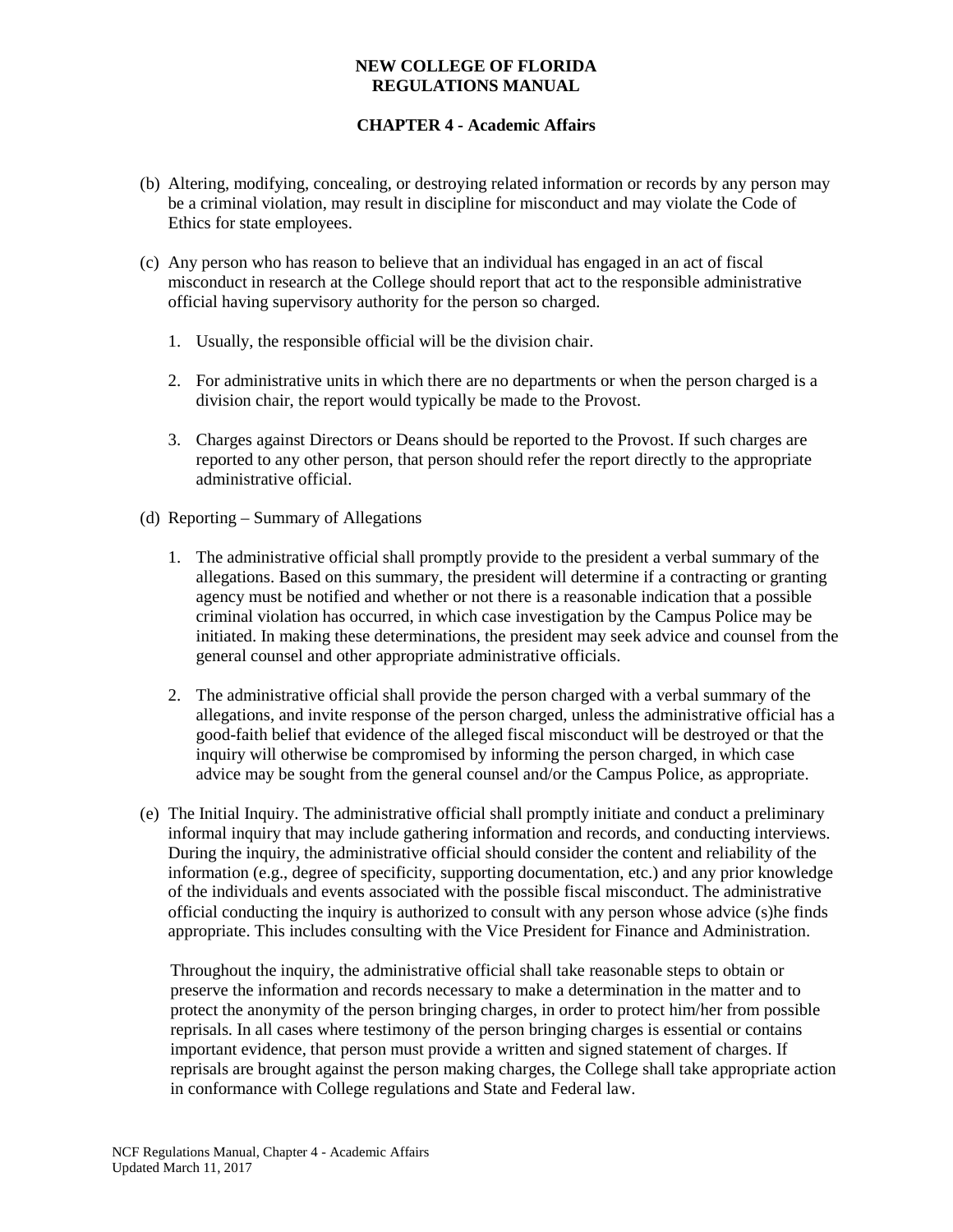(b) Altering, modifying, concealing, or destroying related information or records by any person may be a criminal violation, may result in discipline for misconduct and may violate the Code of Ethics for state employees.

(c) Any person who has reason to believe that an individual has engaged in an act of fiscal misconduct in research at the College should report that act to the responsible administrative official having supervisory authority for the person so charged.

   1. Usually, the responsible official will be the division chair.

   2. For administrative units in which there are no departments or when the person charged is a division chair, the report would typically be made to the Provost.

   3. Charges against Directors or Deans should be reported to the Provost. If such charges are reported to any other person, that person should refer the report directly to the appropriate administrative official.

(d) Reporting – Summary of Allegations

   1. The administrative official shall promptly provide to the president a verbal summary of the allegations. Based on this summary, the president will determine if a contracting or granting agency must be notified and whether or not there is a reasonable indication that a possible criminal violation has occurred, in which case investigation by the Campus Police may be initiated. In making these determinations, the president may seek advice and counsel from the general counsel and other appropriate administrative officials.

   2. The administrative official shall provide the person charged with a verbal summary of the allegations, and invite response of the person charged, unless the administrative official has a good-faith belief that evidence of the alleged fiscal misconduct will be destroyed or that the inquiry will otherwise be compromised by informing the person charged, in which case advice may be sought from the general counsel and/or the Campus Police, as appropriate.

(e) The Initial Inquiry. The administrative official shall promptly initiate and conduct a preliminary informal inquiry that may include gathering information and records, and conducting interviews. During the inquiry, the administrative official should consider the content and reliability of the information (e.g., degree of specificity, supporting documentation, etc.) and any prior knowledge of the individuals and events associated with the possible fiscal misconduct. The administrative official conducting the inquiry is authorized to consult with any person whose advice (s)he finds appropriate. This includes consulting with the Vice President for Finance and Administration.

   Throughout the inquiry, the administrative official shall take reasonable steps to obtain or preserve the information and records necessary to make a determination in the matter and to protect the anonymity of the person bringing charges, in order to protect him/her from possible reprisals. In all cases where testimony of the person bringing charges is essential or contains important evidence, that person must provide a written and signed statement of charges. If reprisals are brought against the person making charges, the College shall take appropriate action in conformance with College regulations and State and Federal law.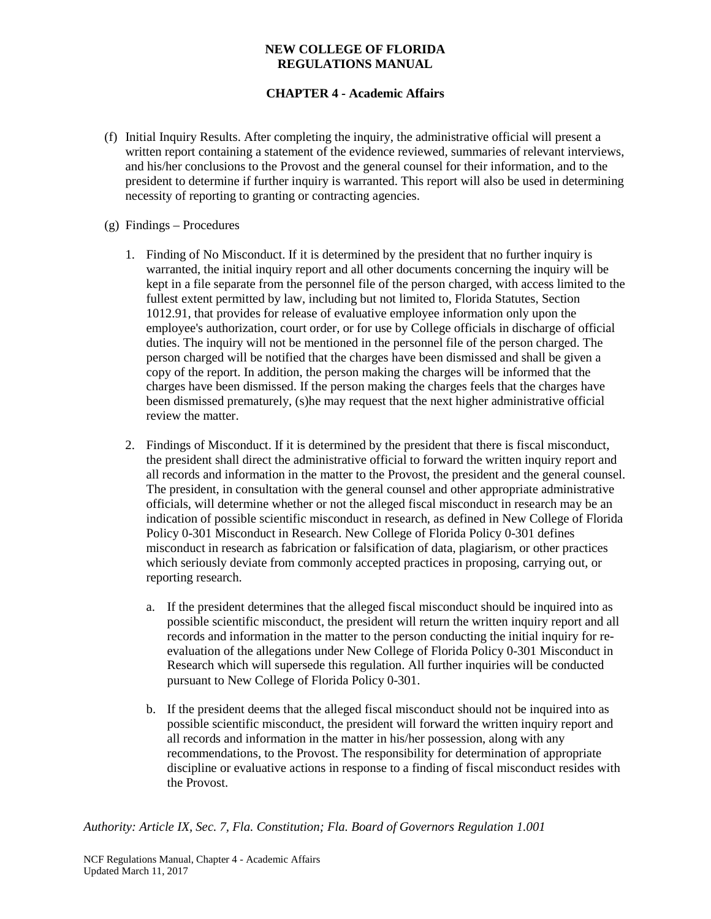(f) Initial Inquiry Results. After completing the inquiry, the administrative official will present a written report containing a statement of the evidence reviewed, summaries of relevant interviews, and his/her conclusions to the Provost and the general counsel for their information, and to the president to determine if further inquiry is warranted. This report will also be used in determining necessity of reporting to granting or contracting agencies.

(g) Findings – Procedures

1. Finding of No Misconduct. If it is determined by the president that no further inquiry is warranted, the initial inquiry report and all other documents concerning the inquiry will be kept in a file separate from the personnel file of the person charged, with access limited to the fullest extent permitted by law, including but not limited to, Florida Statutes, Section 1012.91, that provides for release of evaluative employee information only upon the employee's authorization, court order, or for use by College officials in discharge of official duties. The inquiry will not be mentioned in the personnel file of the person charged. The person charged will be notified that the charges have been dismissed and shall be given a copy of the report. In addition, the person making the charges will be informed that the charges have been dismissed. If the person making the charges feels that the charges have been dismissed prematurely, (s)he may request that the next higher administrative official review the matter.

2. Findings of Misconduct. If it is determined by the president that there is fiscal misconduct, the president shall direct the administrative official to forward the written inquiry report and all records and information in the matter to the Provost, the president and the general counsel. The president, in consultation with the general counsel and other appropriate administrative officials, will determine whether or not the alleged fiscal misconduct in research may be an indication of possible scientific misconduct in research, as defined in New College of Florida Policy 0-301 Misconduct in Research. New College of Florida Policy 0-301 defines misconduct in research as fabrication or falsification of data, plagiarism, or other practices which seriously deviate from commonly accepted practices in proposing, carrying out, or reporting research.

   a. If the president determines that the alleged fiscal misconduct should be inquired into as possible scientific misconduct, the president will return the written inquiry report and all records and information in the matter to the person conducting the initial inquiry for re-evaluation of the allegations under New College of Florida Policy 0-301 Misconduct in Research which will supersede this regulation. All further inquiries will be conducted pursuant to New College of Florida Policy 0-301.

   b. If the president deems that the alleged fiscal misconduct should not be inquired into as possible scientific misconduct, the president will forward the written inquiry report and all records and information in the matter in his/her possession, along with any recommendations, to the Provost. The responsibility for determination of appropriate discipline or evaluative actions in response to a finding of fiscal misconduct resides with the Provost.

*Authority: Article IX, Sec. 7, Fla. Constitution; Fla. Board of Governors Regulation 1.001*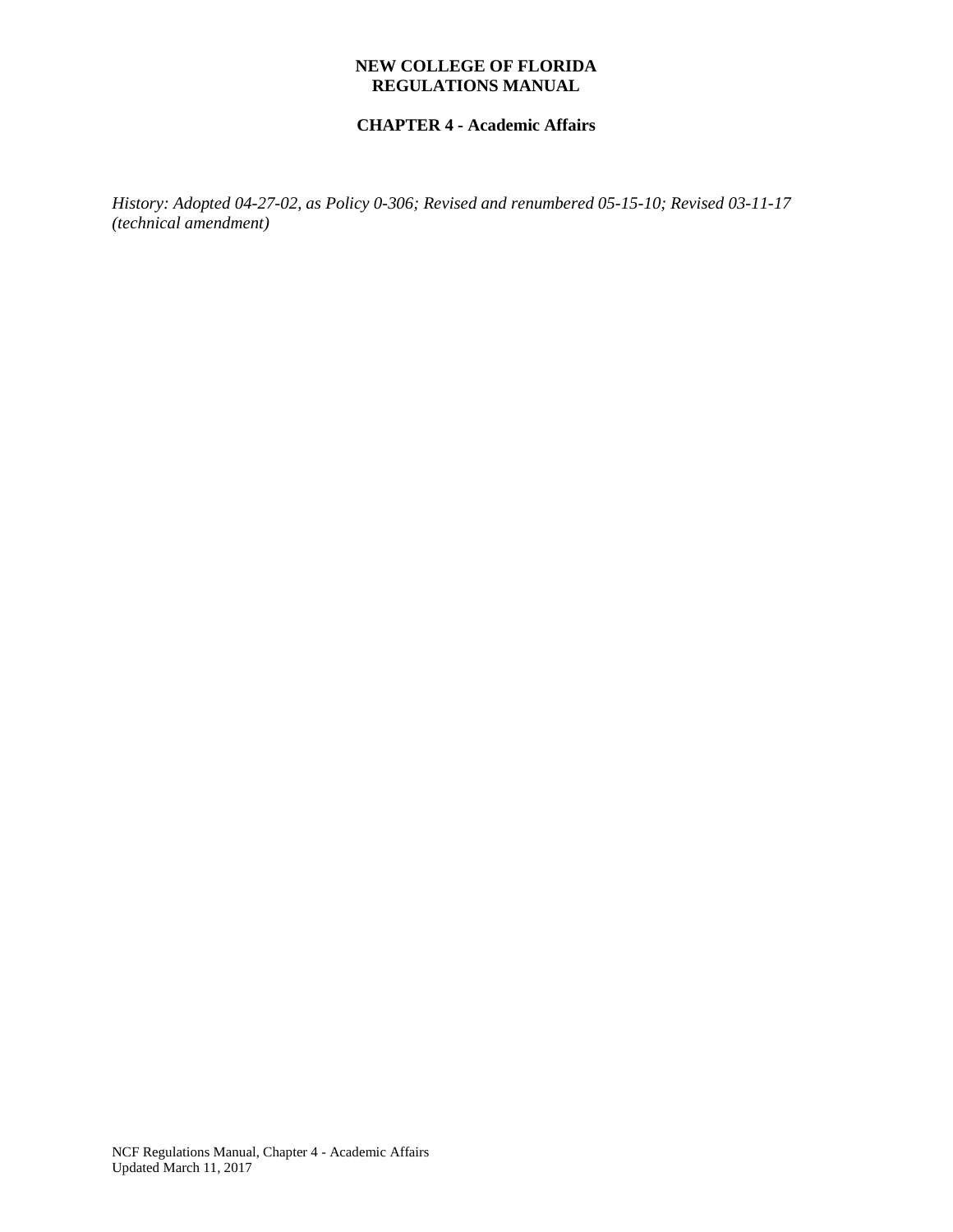**NEW COLLEGE OF FLORIDA**
**REGULATIONS MANUAL**

**CHAPTER 4 - Academic Affairs**

*History: Adopted 04-27-02, as Policy 0-306; Revised and renumbered 05-15-10; Revised 03-11-17 (technical amendment)*